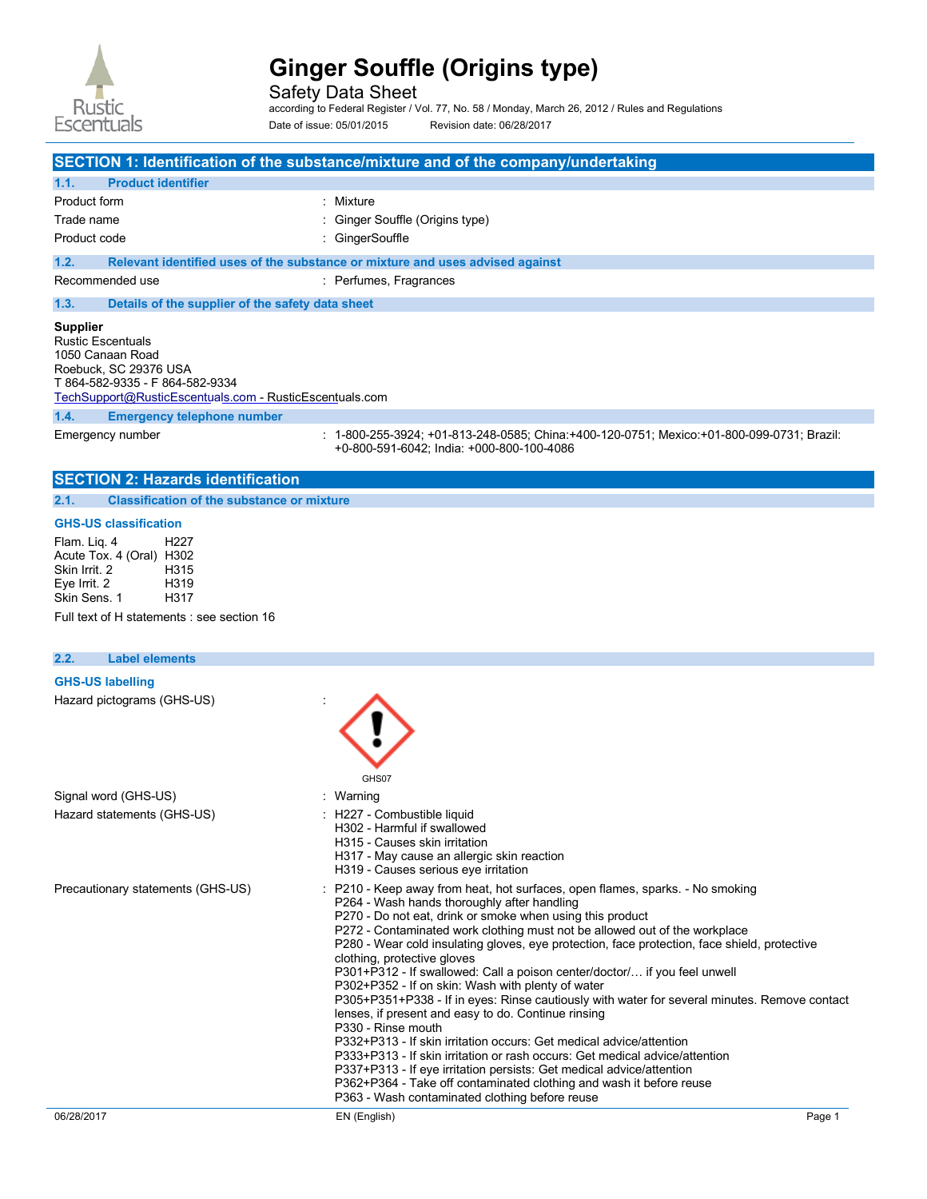# Ginger Souffle (Origins type)

Safety Data Sheet

according to Federal Register / Vol. 77, No. 58 / Monday, March 26, 2012 / Rules and Regulations

Date of issue: 05/01/2015 Revision date: 06/28/2017

## SECTION 1: Identification of the substance/mixture and of the company/undertaking

### 1.1. Product identifier

| | |
|---|---|
| Product form | : Mixture |
| Trade name | : Ginger Souffle (Origins type) |
| Product code | : GingerSouffle |

### 1.2. Relevant identified uses of the substance or mixture and uses advised against

| | |
|---|---|
| Recommended use | : Perfumes, Fragrances |

### 1.3. Details of the supplier of the safety data sheet

**Supplier**
Rustic Escentuals
1050 Canaan Road
Roebuck, SC 29376 USA
T 864-582-9335 - F 864-582-9334
TechSupport@RusticEscentuals.com - RusticEscentuals.com

### 1.4. Emergency telephone number

| | |
|---|---|
| Emergency number | : 1-800-255-3924; +01-813-248-0585; China:+400-120-0751; Mexico:+01-800-099-0731; Brazil: +0-800-591-6042; India: +000-800-100-4086 |

## SECTION 2: Hazards identification

### 2.1. Classification of the substance or mixture

**GHS-US classification**

| | |
|---|---|
| Flam. Liq. 4 | H227 |
| Acute Tox. 4 (Oral) | H302 |
| Skin Irrit. 2 | H315 |
| Eye Irrit. 2 | H319 |
| Skin Sens. 1 | H317 |

Full text of H statements : see section 16

### 2.2. Label elements

**GHS-US labelling**

Hazard pictograms (GHS-US) :

GHS07

Signal word (GHS-US) : Warning

Hazard statements (GHS-US) :
- H227 - Combustible liquid
- H302 - Harmful if swallowed
- H315 - Causes skin irritation
- H317 - May cause an allergic skin reaction
- H319 - Causes serious eye irritation

Precautionary statements (GHS-US) :
- P210 - Keep away from heat, hot surfaces, open flames, sparks. - No smoking
- P264 - Wash hands thoroughly after handling
- P270 - Do not eat, drink or smoke when using this product
- P272 - Contaminated work clothing must not be allowed out of the workplace
- P280 - Wear cold insulating gloves, eye protection, face protection, face shield, protective clothing, protective gloves
- P301+P312 - If swallowed: Call a poison center/doctor/… if you feel unwell
- P302+P352 - If on skin: Wash with plenty of water
- P305+P351+P338 - If in eyes: Rinse cautiously with water for several minutes. Remove contact lenses, if present and easy to do. Continue rinsing
- P330 - Rinse mouth
- P332+P313 - If skin irritation occurs: Get medical advice/attention
- P333+P313 - If skin irritation or rash occurs: Get medical advice/attention
- P337+P313 - If eye irritation persists: Get medical advice/attention
- P362+P364 - Take off contaminated clothing and wash it before reuse
- P363 - Wash contaminated clothing before reuse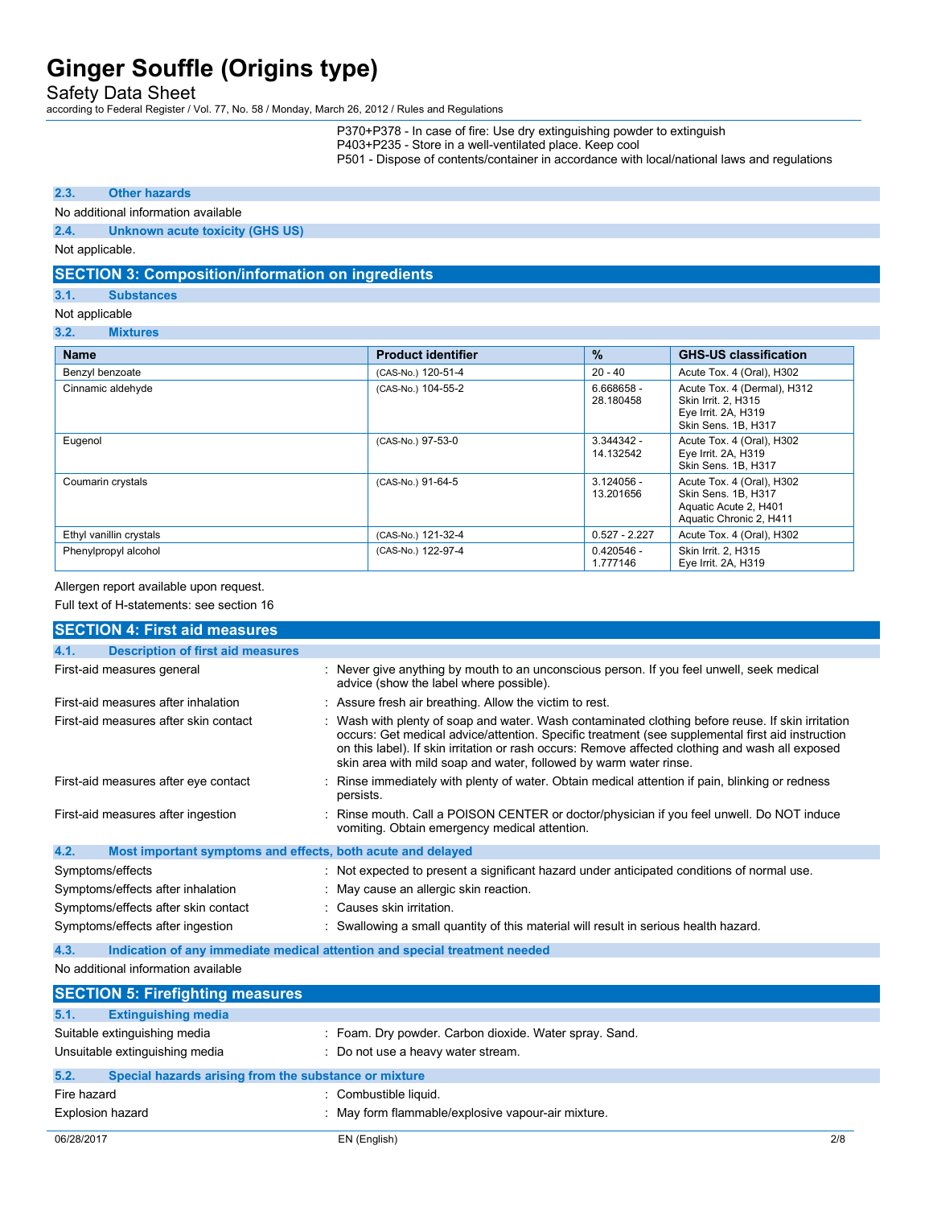P370+P378 - In case of fire: Use dry extinguishing powder to extinguish
P403+P235 - Store in a well-ventilated place. Keep cool
P501 - Dispose of contents/container in accordance with local/national laws and regulations

### 2.3. Other hazards

No additional information available

### 2.4. Unknown acute toxicity (GHS US)

Not applicable.

## SECTION 3: Composition/information on ingredients

### 3.1. Substances

Not applicable

### 3.2. Mixtures

| Name | Product identifier | % | GHS-US classification |
|---|---|---|---|
| Benzyl benzoate | (CAS-No.) 120-51-4 | 20 - 40 | Acute Tox. 4 (Oral), H302 |
| Cinnamic aldehyde | (CAS-No.) 104-55-2 | 6.668658 - 28.180458 | Acute Tox. 4 (Dermal), H312<br>Skin Irrit. 2, H315<br>Eye Irrit. 2A, H319<br>Skin Sens. 1B, H317 |
| Eugenol | (CAS-No.) 97-53-0 | 3.344342 - 14.132542 | Acute Tox. 4 (Oral), H302<br>Eye Irrit. 2A, H319<br>Skin Sens. 1B, H317 |
| Coumarin crystals | (CAS-No.) 91-64-5 | 3.124056 - 13.201656 | Acute Tox. 4 (Oral), H302<br>Skin Sens. 1B, H317<br>Aquatic Acute 2, H401<br>Aquatic Chronic 2, H411 |
| Ethyl vanillin crystals | (CAS-No.) 121-32-4 | 0.527 - 2.227 | Acute Tox. 4 (Oral), H302 |
| Phenylpropyl alcohol | (CAS-No.) 122-97-4 | 0.420546 - 1.777146 | Skin Irrit. 2, H315<br>Eye Irrit. 2A, H319 |

Allergen report available upon request.

Full text of H-statements: see section 16

## SECTION 4: First aid measures

### 4.1. Description of first aid measures

First-aid measures general : Never give anything by mouth to an unconscious person. If you feel unwell, seek medical advice (show the label where possible).

First-aid measures after inhalation : Assure fresh air breathing. Allow the victim to rest.

First-aid measures after skin contact : Wash with plenty of soap and water. Wash contaminated clothing before reuse. If skin irritation occurs: Get medical advice/attention. Specific treatment (see supplemental first aid instruction on this label). If skin irritation or rash occurs: Remove affected clothing and wash all exposed skin area with mild soap and water, followed by warm water rinse.

First-aid measures after eye contact : Rinse immediately with plenty of water. Obtain medical attention if pain, blinking or redness persists.

First-aid measures after ingestion : Rinse mouth. Call a POISON CENTER or doctor/physician if you feel unwell. Do NOT induce vomiting. Obtain emergency medical attention.

### 4.2. Most important symptoms and effects, both acute and delayed

Symptoms/effects : Not expected to present a significant hazard under anticipated conditions of normal use.

Symptoms/effects after inhalation : May cause an allergic skin reaction.

Symptoms/effects after skin contact : Causes skin irritation.

Symptoms/effects after ingestion : Swallowing a small quantity of this material will result in serious health hazard.

### 4.3. Indication of any immediate medical attention and special treatment needed

No additional information available

## SECTION 5: Firefighting measures

### 5.1. Extinguishing media

Suitable extinguishing media : Foam. Dry powder. Carbon dioxide. Water spray. Sand.

Unsuitable extinguishing media : Do not use a heavy water stream.

### 5.2. Special hazards arising from the substance or mixture

Fire hazard : Combustible liquid.

Explosion hazard : May form flammable/explosive vapour-air mixture.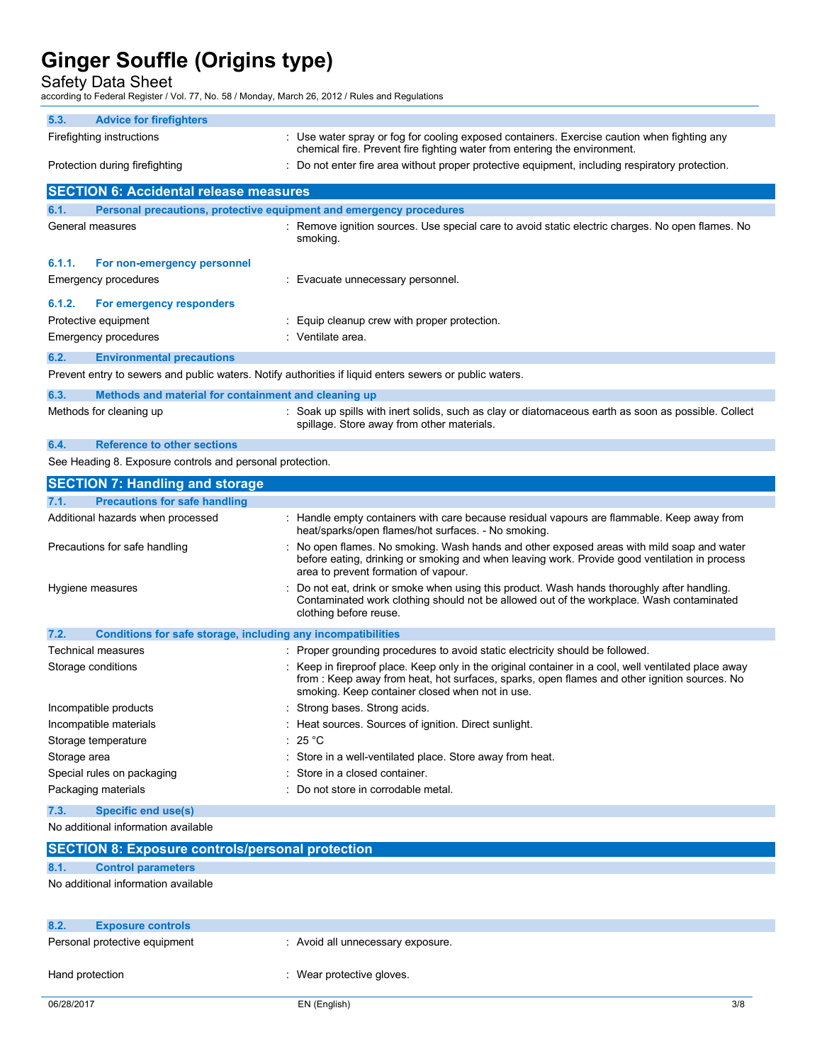### 5.3. Advice for firefighters

| | |
|---|---|
| Firefighting instructions | : Use water spray or fog for cooling exposed containers. Exercise caution when fighting any chemical fire. Prevent fire fighting water from entering the environment. |
| Protection during firefighting | : Do not enter fire area without proper protective equipment, including respiratory protection. |

## SECTION 6: Accidental release measures

### 6.1. Personal precautions, protective equipment and emergency procedures

| | |
|---|---|
| General measures | : Remove ignition sources. Use special care to avoid static electric charges. No open flames. No smoking. |

#### 6.1.1. For non-emergency personnel

| | |
|---|---|
| Emergency procedures | : Evacuate unnecessary personnel. |

#### 6.1.2. For emergency responders

| | |
|---|---|
| Protective equipment | : Equip cleanup crew with proper protection. |
| Emergency procedures | : Ventilate area. |

### 6.2. Environmental precautions

Prevent entry to sewers and public waters. Notify authorities if liquid enters sewers or public waters.

### 6.3. Methods and material for containment and cleaning up

| | |
|---|---|
| Methods for cleaning up | : Soak up spills with inert solids, such as clay or diatomaceous earth as soon as possible. Collect spillage. Store away from other materials. |

### 6.4. Reference to other sections

See Heading 8. Exposure controls and personal protection.

## SECTION 7: Handling and storage

### 7.1. Precautions for safe handling

| | |
|---|---|
| Additional hazards when processed | : Handle empty containers with care because residual vapours are flammable. Keep away from heat/sparks/open flames/hot surfaces. - No smoking. |
| Precautions for safe handling | : No open flames. No smoking. Wash hands and other exposed areas with mild soap and water before eating, drinking or smoking and when leaving work. Provide good ventilation in process area to prevent formation of vapour. |
| Hygiene measures | : Do not eat, drink or smoke when using this product. Wash hands thoroughly after handling. Contaminated work clothing should not be allowed out of the workplace. Wash contaminated clothing before reuse. |

### 7.2. Conditions for safe storage, including any incompatibilities

| | |
|---|---|
| Technical measures | : Proper grounding procedures to avoid static electricity should be followed. |
| Storage conditions | : Keep in fireproof place. Keep only in the original container in a cool, well ventilated place away from : Keep away from heat, hot surfaces, sparks, open flames and other ignition sources. No smoking. Keep container closed when not in use. |
| Incompatible products | : Strong bases. Strong acids. |
| Incompatible materials | : Heat sources. Sources of ignition. Direct sunlight. |
| Storage temperature | : 25 °C |
| Storage area | : Store in a well-ventilated place. Store away from heat. |
| Special rules on packaging | : Store in a closed container. |
| Packaging materials | : Do not store in corrodable metal. |

### 7.3. Specific end use(s)

No additional information available

## SECTION 8: Exposure controls/personal protection

### 8.1. Control parameters

No additional information available

### 8.2. Exposure controls

| | |
|---|---|
| Personal protective equipment | : Avoid all unnecessary exposure. |
| Hand protection | : Wear protective gloves. |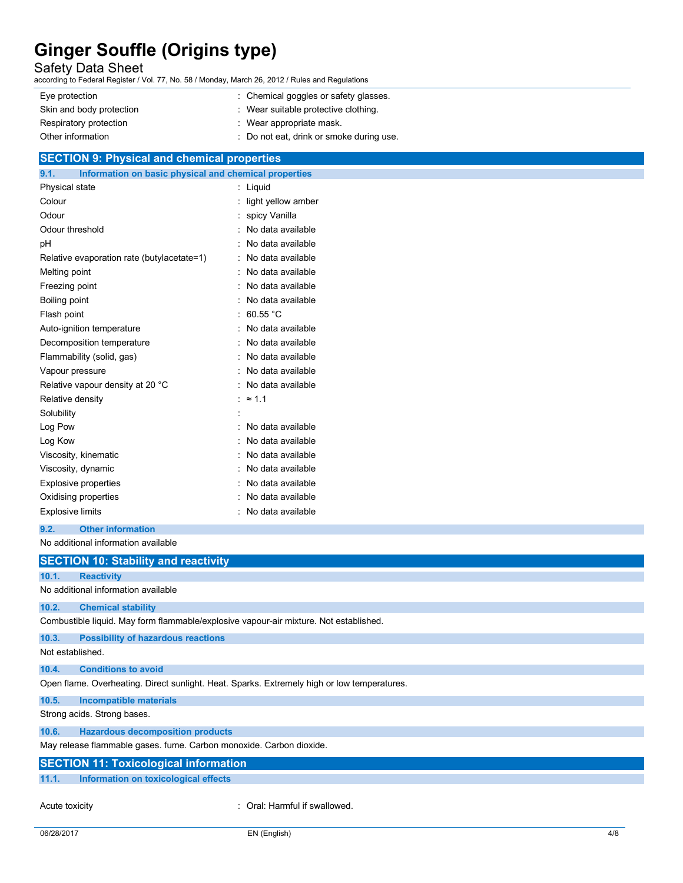| | |
|---|---|
| Eye protection | : Chemical goggles or safety glasses. |
| Skin and body protection | : Wear suitable protective clothing. |
| Respiratory protection | : Wear appropriate mask. |
| Other information | : Do not eat, drink or smoke during use. |

## SECTION 9: Physical and chemical properties

### 9.1. Information on basic physical and chemical properties

| | |
|---|---|
| Physical state | : Liquid |
| Colour | : light yellow amber |
| Odour | : spicy Vanilla |
| Odour threshold | : No data available |
| pH | : No data available |
| Relative evaporation rate (butylacetate=1) | : No data available |
| Melting point | : No data available |
| Freezing point | : No data available |
| Boiling point | : No data available |
| Flash point | : 60.55 °C |
| Auto-ignition temperature | : No data available |
| Decomposition temperature | : No data available |
| Flammability (solid, gas) | : No data available |
| Vapour pressure | : No data available |
| Relative vapour density at 20 °C | : No data available |
| Relative density | : ≈ 1.1 |
| Solubility | : |
| Log Pow | : No data available |
| Log Kow | : No data available |
| Viscosity, kinematic | : No data available |
| Viscosity, dynamic | : No data available |
| Explosive properties | : No data available |
| Oxidising properties | : No data available |
| Explosive limits | : No data available |

### 9.2. Other information

No additional information available

## SECTION 10: Stability and reactivity

### 10.1. Reactivity

No additional information available

### 10.2. Chemical stability

Combustible liquid. May form flammable/explosive vapour-air mixture. Not established.

### 10.3. Possibility of hazardous reactions

Not established.

### 10.4. Conditions to avoid

Open flame. Overheating. Direct sunlight. Heat. Sparks. Extremely high or low temperatures.

### 10.5. Incompatible materials

Strong acids. Strong bases.

### 10.6. Hazardous decomposition products

May release flammable gases. fume. Carbon monoxide. Carbon dioxide.

## SECTION 11: Toxicological information

### 11.1. Information on toxicological effects

| | |
|---|---|
| Acute toxicity | : Oral: Harmful if swallowed. |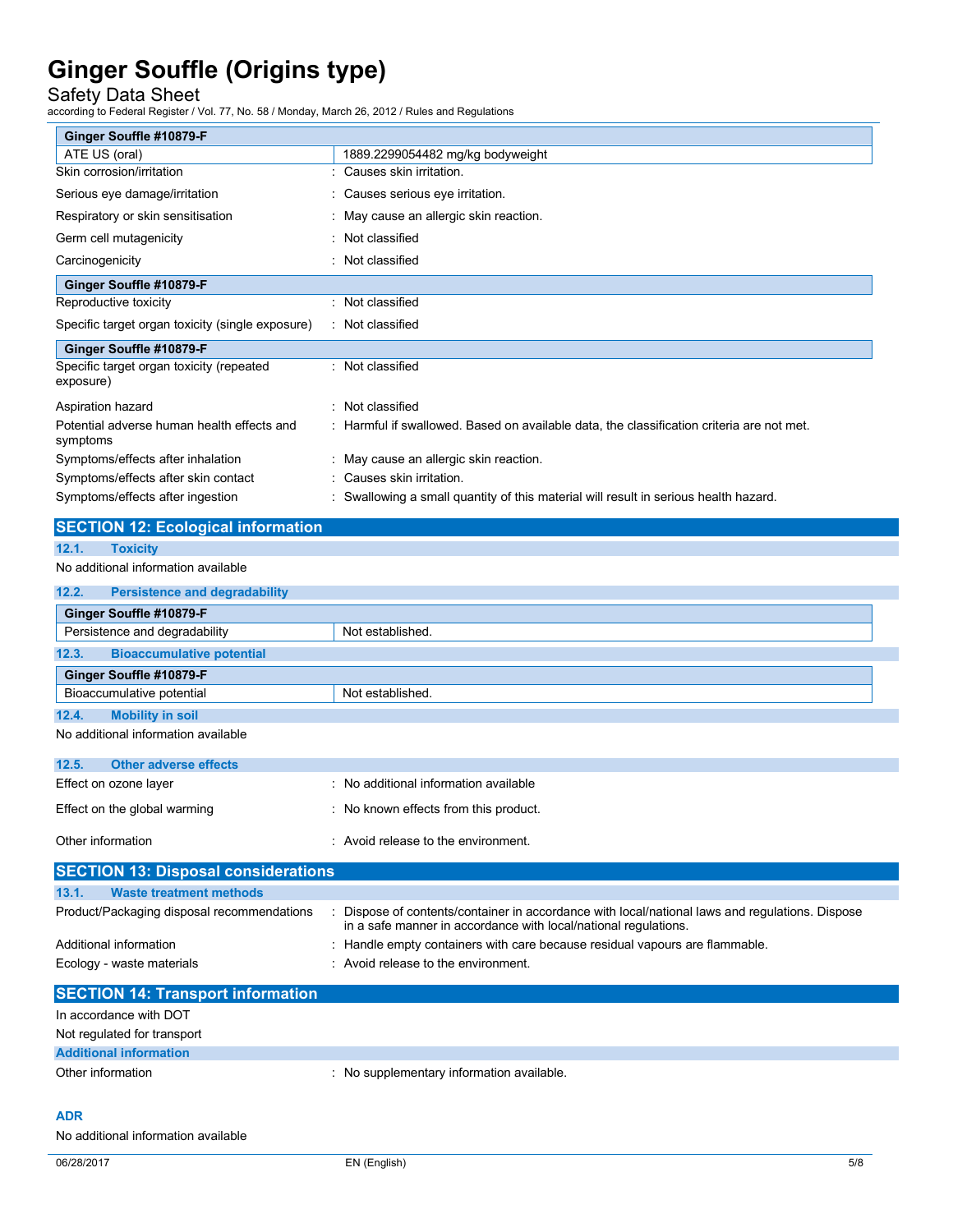| Ginger Souffle #10879-F | |
|---|---|
| ATE US (oral) | 1889.2299054482 mg/kg bodyweight |

Skin corrosion/irritation : Causes skin irritation.

Serious eye damage/irritation : Causes serious eye irritation.

Respiratory or skin sensitisation : May cause an allergic skin reaction.

Germ cell mutagenicity : Not classified

Carcinogenicity : Not classified

| Ginger Souffle #10879-F | |
|---|---|

Reproductive toxicity : Not classified

Specific target organ toxicity (single exposure) : Not classified

| Ginger Souffle #10879-F | |
|---|---|

Specific target organ toxicity (repeated exposure) : Not classified

Aspiration hazard : Not classified

Potential adverse human health effects and symptoms : Harmful if swallowed. Based on available data, the classification criteria are not met.

Symptoms/effects after inhalation : May cause an allergic skin reaction.

Symptoms/effects after skin contact : Causes skin irritation.

Symptoms/effects after ingestion : Swallowing a small quantity of this material will result in serious health hazard.

## SECTION 12: Ecological information

### 12.1. Toxicity

No additional information available

### 12.2. Persistence and degradability

| Ginger Souffle #10879-F | |
|---|---|
| Persistence and degradability | Not established. |

### 12.3. Bioaccumulative potential

| Ginger Souffle #10879-F | |
|---|---|
| Bioaccumulative potential | Not established. |

### 12.4. Mobility in soil

No additional information available

### 12.5. Other adverse effects

Effect on ozone layer : No additional information available

Effect on the global warming : No known effects from this product.

Other information : Avoid release to the environment.

## SECTION 13: Disposal considerations

### 13.1. Waste treatment methods

Product/Packaging disposal recommendations : Dispose of contents/container in accordance with local/national laws and regulations. Dispose in a safe manner in accordance with local/national regulations.

Additional information : Handle empty containers with care because residual vapours are flammable.

Ecology - waste materials : Avoid release to the environment.

## SECTION 14: Transport information

In accordance with DOT

Not regulated for transport

### Additional information

Other information : No supplementary information available.

### ADR

No additional information available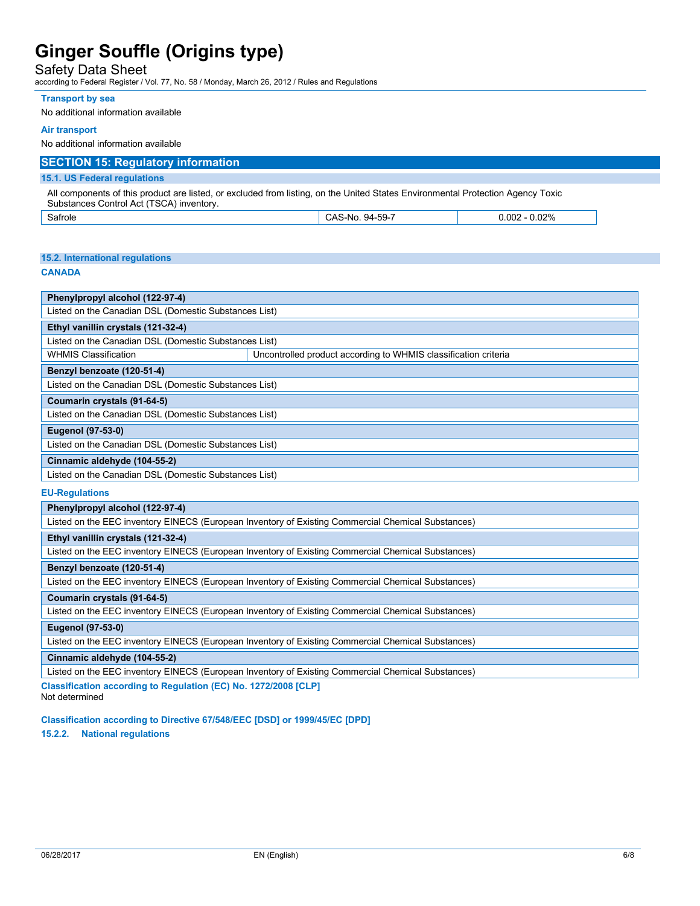#### Transport by sea

No additional information available

#### Air transport

No additional information available

## SECTION 15: Regulatory information

### 15.1. US Federal regulations

All components of this product are listed, or excluded from listing, on the United States Environmental Protection Agency Toxic Substances Control Act (TSCA) inventory.

| Safrole | CAS-No. 94-59-7 | 0.002 - 0.02% |
|---|---|---|

### 15.2. International regulations

#### CANADA

| Phenylpropyl alcohol (122-97-4) | |
|---|---|
| Listed on the Canadian DSL (Domestic Substances List) | |

| Ethyl vanillin crystals (121-32-4) | |
|---|---|
| Listed on the Canadian DSL (Domestic Substances List) | |
| WHMIS Classification | Uncontrolled product according to WHMIS classification criteria |

| Benzyl benzoate (120-51-4) |
|---|
| Listed on the Canadian DSL (Domestic Substances List) |

| Coumarin crystals (91-64-5) |
|---|
| Listed on the Canadian DSL (Domestic Substances List) |

| Eugenol (97-53-0) |
|---|
| Listed on the Canadian DSL (Domestic Substances List) |

| Cinnamic aldehyde (104-55-2) |
|---|
| Listed on the Canadian DSL (Domestic Substances List) |

#### EU-Regulations

| Phenylpropyl alcohol (122-97-4) |
|---|
| Listed on the EEC inventory EINECS (European Inventory of Existing Commercial Chemical Substances) |

| Ethyl vanillin crystals (121-32-4) |
|---|
| Listed on the EEC inventory EINECS (European Inventory of Existing Commercial Chemical Substances) |

| Benzyl benzoate (120-51-4) |
|---|
| Listed on the EEC inventory EINECS (European Inventory of Existing Commercial Chemical Substances) |

| Coumarin crystals (91-64-5) |
|---|
| Listed on the EEC inventory EINECS (European Inventory of Existing Commercial Chemical Substances) |

| Eugenol (97-53-0) |
|---|
| Listed on the EEC inventory EINECS (European Inventory of Existing Commercial Chemical Substances) |

| Cinnamic aldehyde (104-55-2) |
|---|
| Listed on the EEC inventory EINECS (European Inventory of Existing Commercial Chemical Substances) |

#### Classification according to Regulation (EC) No. 1272/2008 [CLP]

Not determined

#### Classification according to Directive 67/548/EEC [DSD] or 1999/45/EC [DPD]

#### 15.2.2. National regulations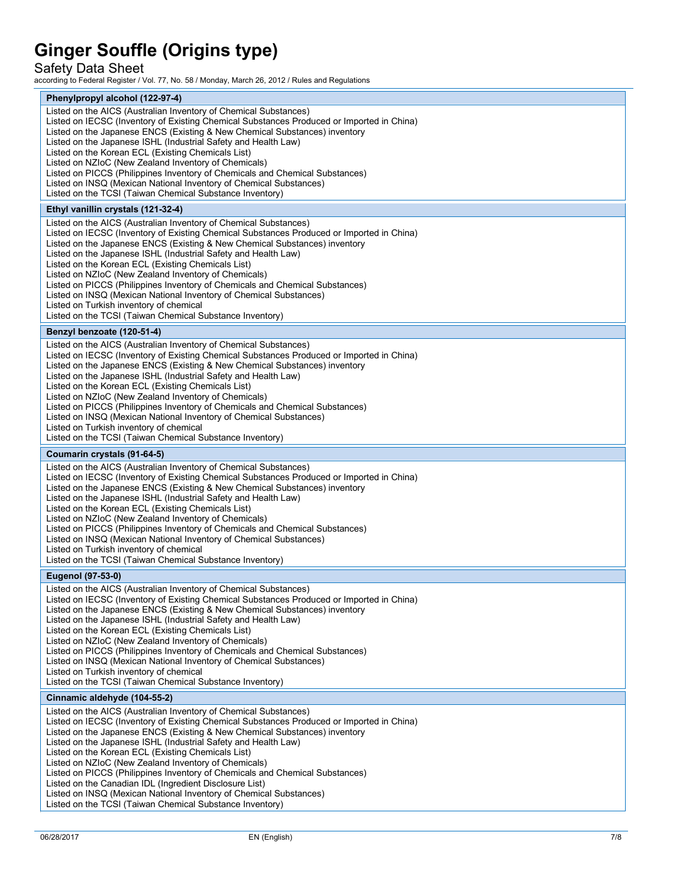**Phenylpropyl alcohol (122-97-4)**

Listed on the AICS (Australian Inventory of Chemical Substances)
Listed on IECSC (Inventory of Existing Chemical Substances Produced or Imported in China)
Listed on the Japanese ENCS (Existing & New Chemical Substances) inventory
Listed on the Japanese ISHL (Industrial Safety and Health Law)
Listed on the Korean ECL (Existing Chemicals List)
Listed on NZIoC (New Zealand Inventory of Chemicals)
Listed on PICCS (Philippines Inventory of Chemicals and Chemical Substances)
Listed on INSQ (Mexican National Inventory of Chemical Substances)
Listed on the TCSI (Taiwan Chemical Substance Inventory)

**Ethyl vanillin crystals (121-32-4)**

Listed on the AICS (Australian Inventory of Chemical Substances)
Listed on IECSC (Inventory of Existing Chemical Substances Produced or Imported in China)
Listed on the Japanese ENCS (Existing & New Chemical Substances) inventory
Listed on the Japanese ISHL (Industrial Safety and Health Law)
Listed on the Korean ECL (Existing Chemicals List)
Listed on NZIoC (New Zealand Inventory of Chemicals)
Listed on PICCS (Philippines Inventory of Chemicals and Chemical Substances)
Listed on INSQ (Mexican National Inventory of Chemical Substances)
Listed on Turkish inventory of chemical
Listed on the TCSI (Taiwan Chemical Substance Inventory)

**Benzyl benzoate (120-51-4)**

Listed on the AICS (Australian Inventory of Chemical Substances)
Listed on IECSC (Inventory of Existing Chemical Substances Produced or Imported in China)
Listed on the Japanese ENCS (Existing & New Chemical Substances) inventory
Listed on the Japanese ISHL (Industrial Safety and Health Law)
Listed on the Korean ECL (Existing Chemicals List)
Listed on NZIoC (New Zealand Inventory of Chemicals)
Listed on PICCS (Philippines Inventory of Chemicals and Chemical Substances)
Listed on INSQ (Mexican National Inventory of Chemical Substances)
Listed on Turkish inventory of chemical
Listed on the TCSI (Taiwan Chemical Substance Inventory)

**Coumarin crystals (91-64-5)**

Listed on the AICS (Australian Inventory of Chemical Substances)
Listed on IECSC (Inventory of Existing Chemical Substances Produced or Imported in China)
Listed on the Japanese ENCS (Existing & New Chemical Substances) inventory
Listed on the Japanese ISHL (Industrial Safety and Health Law)
Listed on the Korean ECL (Existing Chemicals List)
Listed on NZIoC (New Zealand Inventory of Chemicals)
Listed on PICCS (Philippines Inventory of Chemicals and Chemical Substances)
Listed on INSQ (Mexican National Inventory of Chemical Substances)
Listed on Turkish inventory of chemical
Listed on the TCSI (Taiwan Chemical Substance Inventory)

**Eugenol (97-53-0)**

Listed on the AICS (Australian Inventory of Chemical Substances)
Listed on IECSC (Inventory of Existing Chemical Substances Produced or Imported in China)
Listed on the Japanese ENCS (Existing & New Chemical Substances) inventory
Listed on the Japanese ISHL (Industrial Safety and Health Law)
Listed on the Korean ECL (Existing Chemicals List)
Listed on NZIoC (New Zealand Inventory of Chemicals)
Listed on PICCS (Philippines Inventory of Chemicals and Chemical Substances)
Listed on INSQ (Mexican National Inventory of Chemical Substances)
Listed on Turkish inventory of chemical
Listed on the TCSI (Taiwan Chemical Substance Inventory)

**Cinnamic aldehyde (104-55-2)**

Listed on the AICS (Australian Inventory of Chemical Substances)
Listed on IECSC (Inventory of Existing Chemical Substances Produced or Imported in China)
Listed on the Japanese ENCS (Existing & New Chemical Substances) inventory
Listed on the Japanese ISHL (Industrial Safety and Health Law)
Listed on the Korean ECL (Existing Chemicals List)
Listed on NZIoC (New Zealand Inventory of Chemicals)
Listed on PICCS (Philippines Inventory of Chemicals and Chemical Substances)
Listed on the Canadian IDL (Ingredient Disclosure List)
Listed on INSQ (Mexican National Inventory of Chemical Substances)
Listed on the TCSI (Taiwan Chemical Substance Inventory)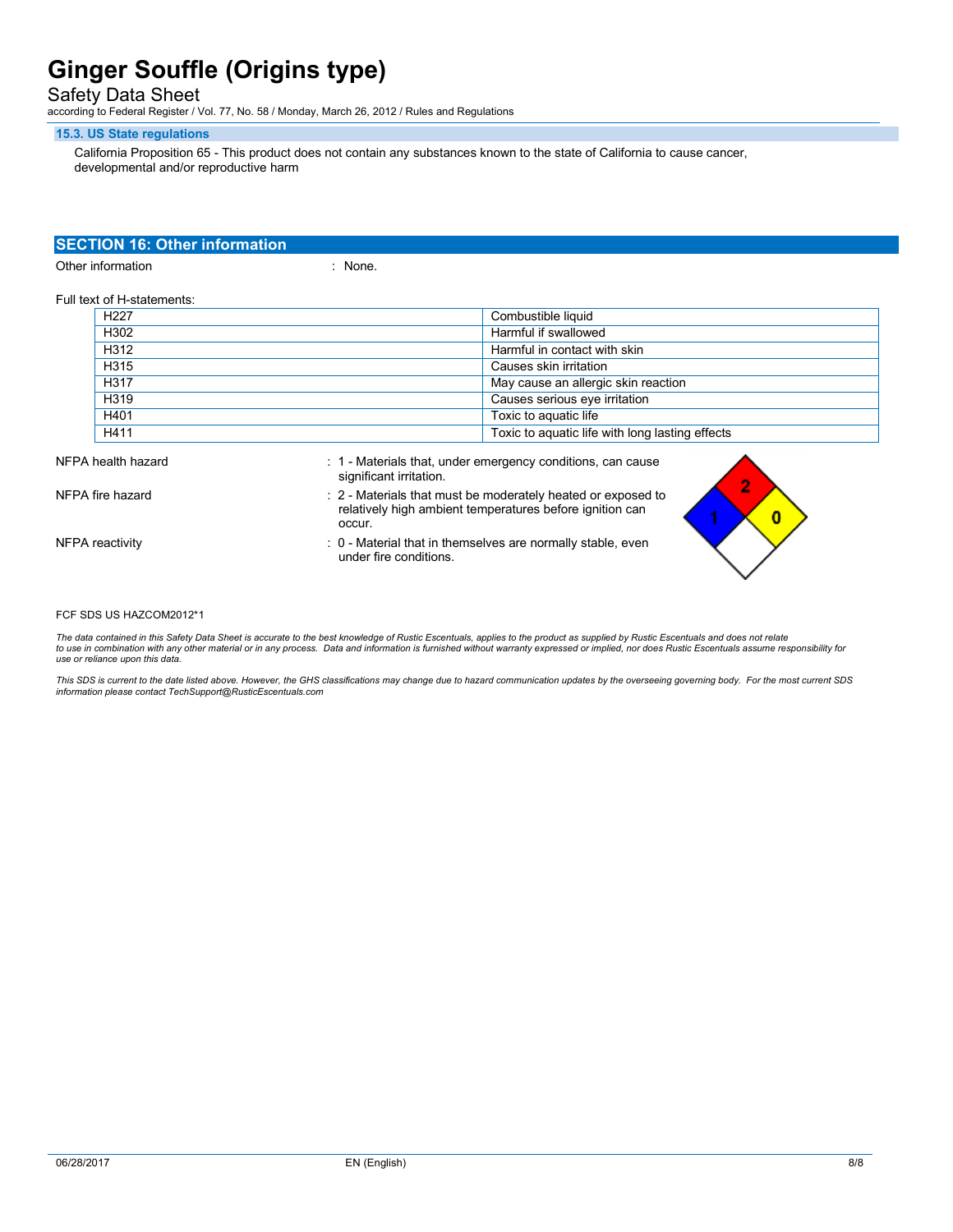### 15.3. US State regulations

California Proposition 65 - This product does not contain any substances known to the state of California to cause cancer, developmental and/or reproductive harm

## SECTION 16: Other information

Other information : None.

Full text of H-statements:

| | |
|---|---|
| H227 | Combustible liquid |
| H302 | Harmful if swallowed |
| H312 | Harmful in contact with skin |
| H315 | Causes skin irritation |
| H317 | May cause an allergic skin reaction |
| H319 | Causes serious eye irritation |
| H401 | Toxic to aquatic life |
| H411 | Toxic to aquatic life with long lasting effects |

NFPA health hazard : 1 - Materials that, under emergency conditions, can cause significant irritation.

NFPA fire hazard : 2 - Materials that must be moderately heated or exposed to relatively high ambient temperatures before ignition can occur.

NFPA reactivity : 0 - Material that in themselves are normally stable, even under fire conditions.

2
1
0

FCF SDS US HAZCOM2012*1

*The data contained in this Safety Data Sheet is accurate to the best knowledge of Rustic Escentuals, applies to the product as supplied by Rustic Escentuals and does not relate to use in combination with any other material or in any process. Data and information is furnished without warranty expressed or implied, nor does Rustic Escentuals assume responsibility for use or reliance upon this data.*

*This SDS is current to the date listed above. However, the GHS classifications may change due to hazard communication updates by the overseeing governing body. For the most current SDS information please contact TechSupport@RusticEscentuals.com*